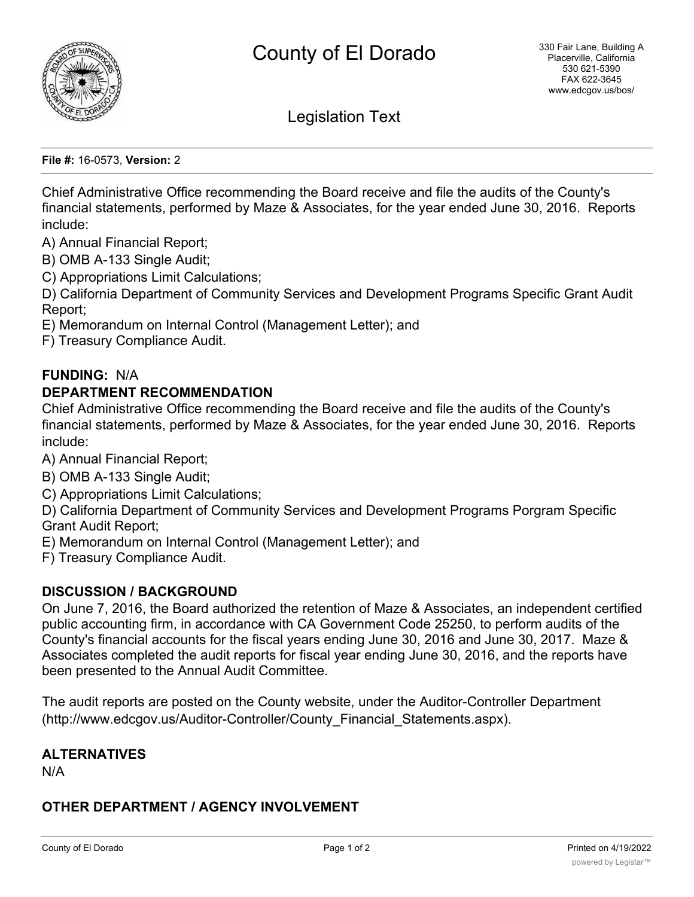# County of El Dorado

330 Fair Lane, Building A
Placerville, California
530 621-5390
FAX 622-3645
www.edcgov.us/bos/

## Legislation Text

**File #:** 16-0573, **Version:** 2

Chief Administrative Office recommending the Board receive and file the audits of the County's financial statements, performed by Maze & Associates, for the year ended June 30, 2016. Reports include:

A) Annual Financial Report;
B) OMB A-133 Single Audit;
C) Appropriations Limit Calculations;
D) California Department of Community Services and Development Programs Specific Grant Audit Report;
E) Memorandum on Internal Control (Management Letter); and
F) Treasury Compliance Audit.

**FUNDING:** N/A

**DEPARTMENT RECOMMENDATION**

Chief Administrative Office recommending the Board receive and file the audits of the County's financial statements, performed by Maze & Associates, for the year ended June 30, 2016. Reports include:

A) Annual Financial Report;
B) OMB A-133 Single Audit;
C) Appropriations Limit Calculations;
D) California Department of Community Services and Development Programs Porgram Specific Grant Audit Report;
E) Memorandum on Internal Control (Management Letter); and
F) Treasury Compliance Audit.

**DISCUSSION / BACKGROUND**

On June 7, 2016, the Board authorized the retention of Maze & Associates, an independent certified public accounting firm, in accordance with CA Government Code 25250, to perform audits of the County's financial accounts for the fiscal years ending June 30, 2016 and June 30, 2017. Maze & Associates completed the audit reports for fiscal year ending June 30, 2016, and the reports have been presented to the Annual Audit Committee.

The audit reports are posted on the County website, under the Auditor-Controller Department (http://www.edcgov.us/Auditor-Controller/County_Financial_Statements.aspx).

**ALTERNATIVES**

N/A

**OTHER DEPARTMENT / AGENCY INVOLVEMENT**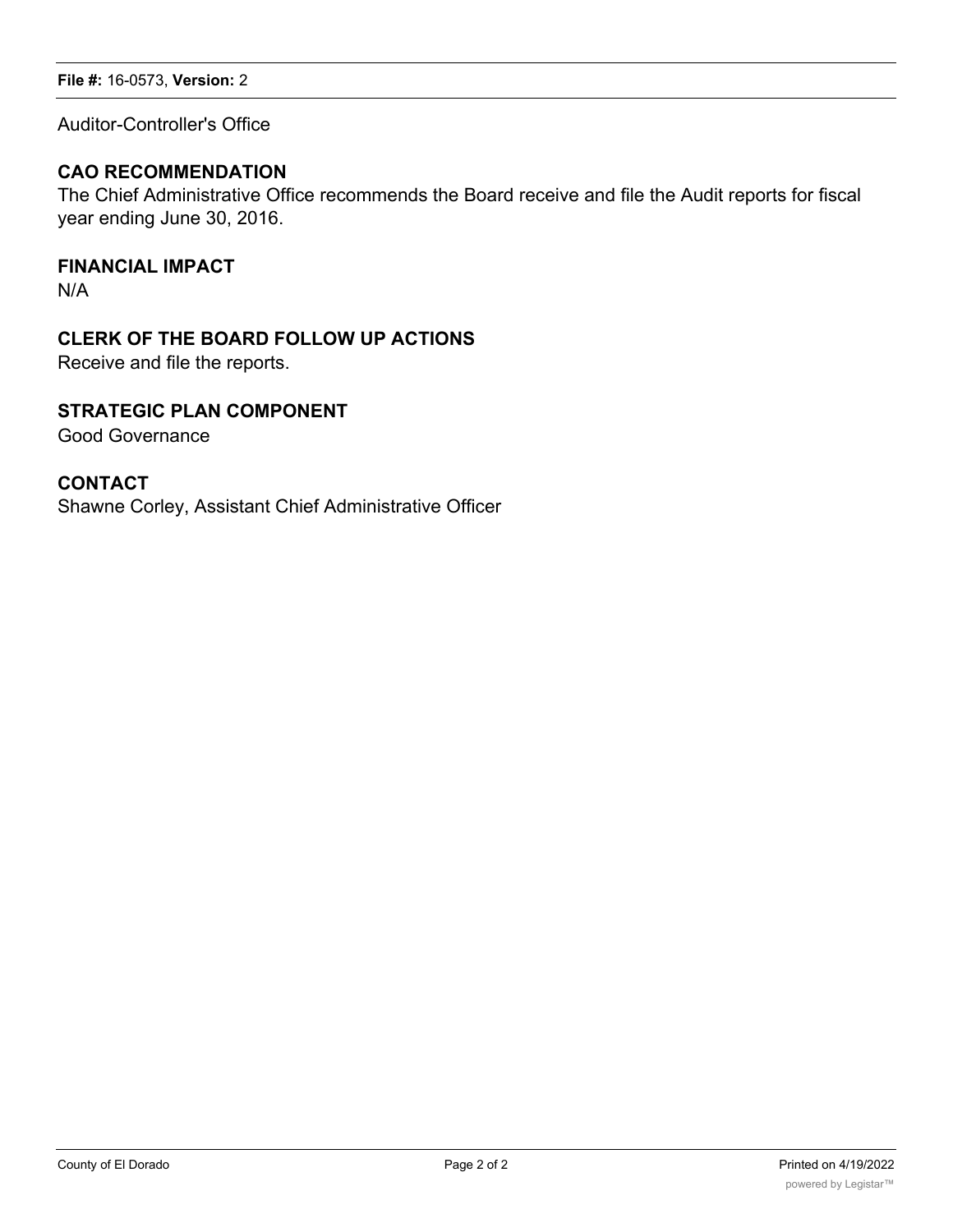Auditor-Controller's Office

## CAO RECOMMENDATION

The Chief Administrative Office recommends the Board receive and file the Audit reports for fiscal year ending June 30, 2016.

## FINANCIAL IMPACT

N/A

## CLERK OF THE BOARD FOLLOW UP ACTIONS

Receive and file the reports.

## STRATEGIC PLAN COMPONENT

Good Governance

## CONTACT

Shawne Corley, Assistant Chief Administrative Officer